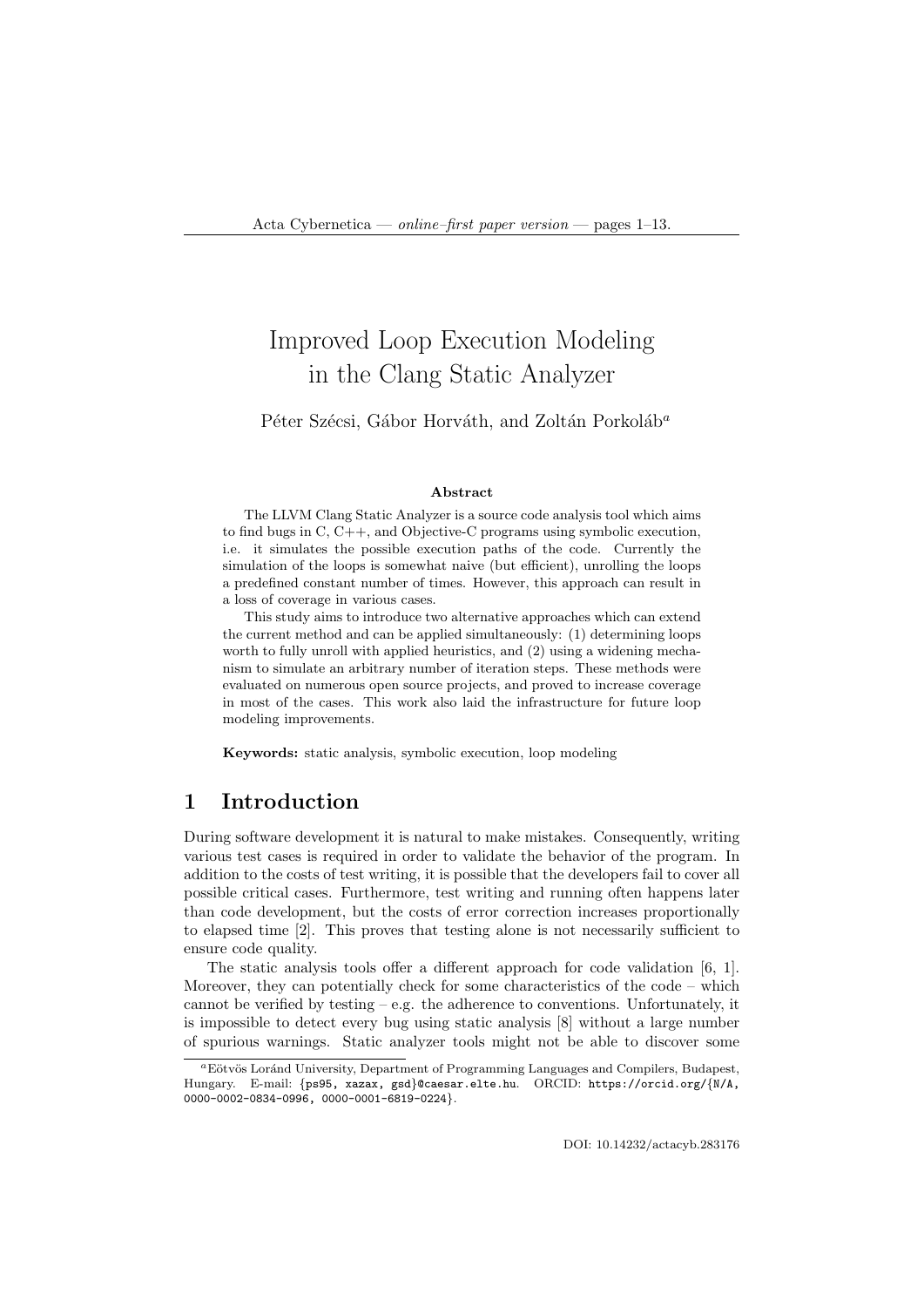# Improved Loop Execution Modeling in the Clang Static Analyzer

Péter Szécsi, Gábor Horváth, and Zoltán Porkoláb[a]

### Abstract

The LLVM Clang Static Analyzer is a source code analysis tool which aims to find bugs in C, C++, and Objective-C programs using symbolic execution, i.e. it simulates the possible execution paths of the code. Currently the simulation of the loops is somewhat naive (but efficient), unrolling the loops a predefined constant number of times. However, this approach can result in a loss of coverage in various cases.

This study aims to introduce two alternative approaches which can extend the current method and can be applied simultaneously: (1) determining loops worth to fully unroll with applied heuristics, and (2) using a widening mechanism to simulate an arbitrary number of iteration steps. These methods were evaluated on numerous open source projects, and proved to increase coverage in most of the cases. This work also laid the infrastructure for future loop modeling improvements.

**Keywords:** static analysis, symbolic execution, loop modeling

## 1 Introduction

During software development it is natural to make mistakes. Consequently, writing various test cases is required in order to validate the behavior of the program. In addition to the costs of test writing, it is possible that the developers fail to cover all possible critical cases. Furthermore, test writing and running often happens later than code development, but the costs of error correction increases proportionally to elapsed time [2]. This proves that testing alone is not necessarily sufficient to ensure code quality.

The static analysis tools offer a different approach for code validation [6, 1]. Moreover, they can potentially check for some characteristics of the code – which cannot be verified by testing – e.g. the adherence to conventions. Unfortunately, it is impossible to detect every bug using static analysis [8] without a large number of spurious warnings. Static analyzer tools might not be able to discover some

[a]Eötvös Loránd University, Department of Programming Languages and Compilers, Budapest, Hungary. E-mail: {ps95, xazax, gsd}@caesar.elte.hu. ORCID: https://orcid.org/{N/A, 0000-0002-0834-0996, 0000-0001-6819-0224}.

DOI: 10.14232/actacyb.283176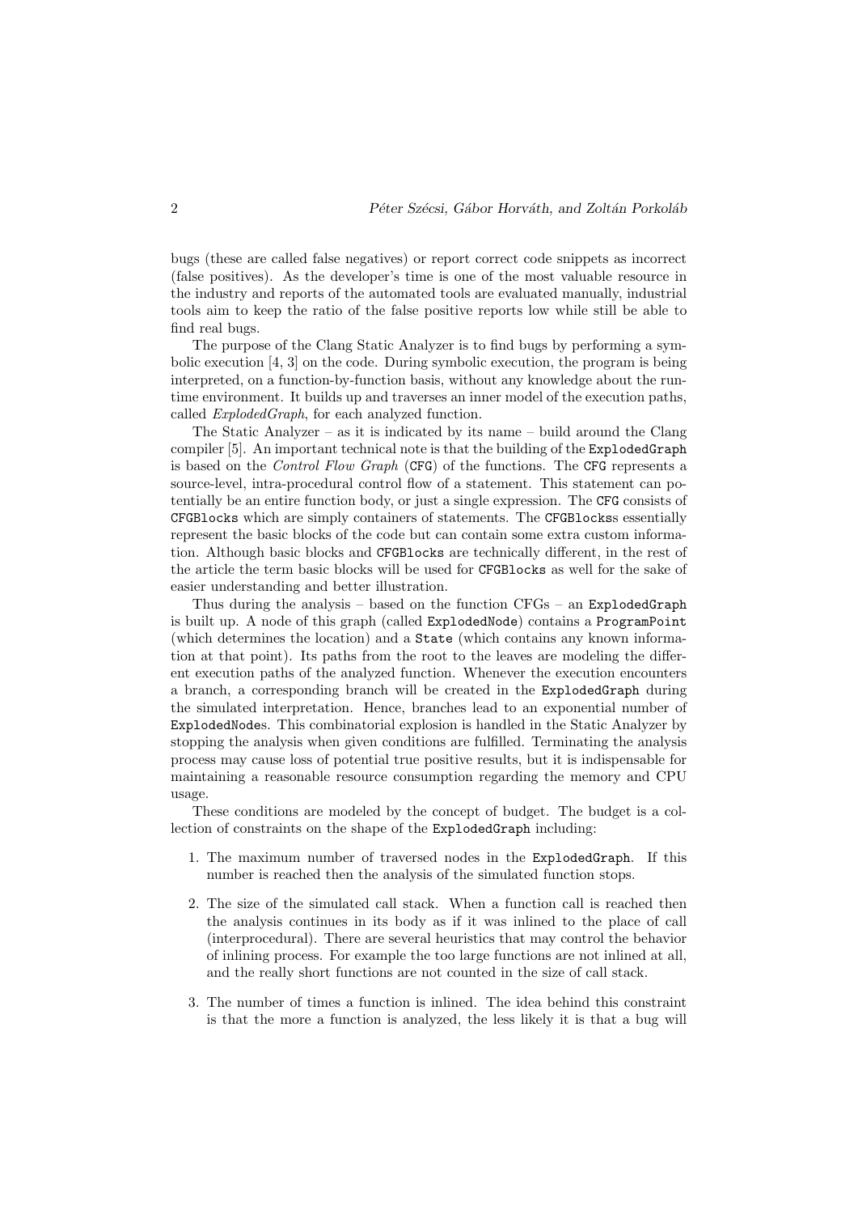bugs (these are called false negatives) or report correct code snippets as incorrect (false positives). As the developer's time is one of the most valuable resource in the industry and reports of the automated tools are evaluated manually, industrial tools aim to keep the ratio of the false positive reports low while still be able to find real bugs.

The purpose of the Clang Static Analyzer is to find bugs by performing a symbolic execution [4, 3] on the code. During symbolic execution, the program is being interpreted, on a function-by-function basis, without any knowledge about the runtime environment. It builds up and traverses an inner model of the execution paths, called *ExplodedGraph*, for each analyzed function.

The Static Analyzer – as it is indicated by its name – build around the Clang compiler [5]. An important technical note is that the building of the `ExplodedGraph` is based on the *Control Flow Graph* (`CFG`) of the functions. The `CFG` represents a source-level, intra-procedural control flow of a statement. This statement can potentially be an entire function body, or just a single expression. The `CFG` consists of `CFGBlocks` which are simply containers of statements. The `CFGBlocks`s essentially represent the basic blocks of the code but can contain some extra custom information. Although basic blocks and `CFGBlocks` are technically different, in the rest of the article the term basic blocks will be used for `CFGBlocks` as well for the sake of easier understanding and better illustration.

Thus during the analysis – based on the function CFGs – an `ExplodedGraph` is built up. A node of this graph (called `ExplodedNode`) contains a `ProgramPoint` (which determines the location) and a `State` (which contains any known information at that point). Its paths from the root to the leaves are modeling the different execution paths of the analyzed function. Whenever the execution encounters a branch, a corresponding branch will be created in the `ExplodedGraph` during the simulated interpretation. Hence, branches lead to an exponential number of `ExplodedNode`s. This combinatorial explosion is handled in the Static Analyzer by stopping the analysis when given conditions are fulfilled. Terminating the analysis process may cause loss of potential true positive results, but it is indispensable for maintaining a reasonable resource consumption regarding the memory and CPU usage.

These conditions are modeled by the concept of budget. The budget is a collection of constraints on the shape of the `ExplodedGraph` including:

1. The maximum number of traversed nodes in the `ExplodedGraph`. If this number is reached then the analysis of the simulated function stops.
2. The size of the simulated call stack. When a function call is reached then the analysis continues in its body as if it was inlined to the place of call (interprocedural). There are several heuristics that may control the behavior of inlining process. For example the too large functions are not inlined at all, and the really short functions are not counted in the size of call stack.
3. The number of times a function is inlined. The idea behind this constraint is that the more a function is analyzed, the less likely it is that a bug will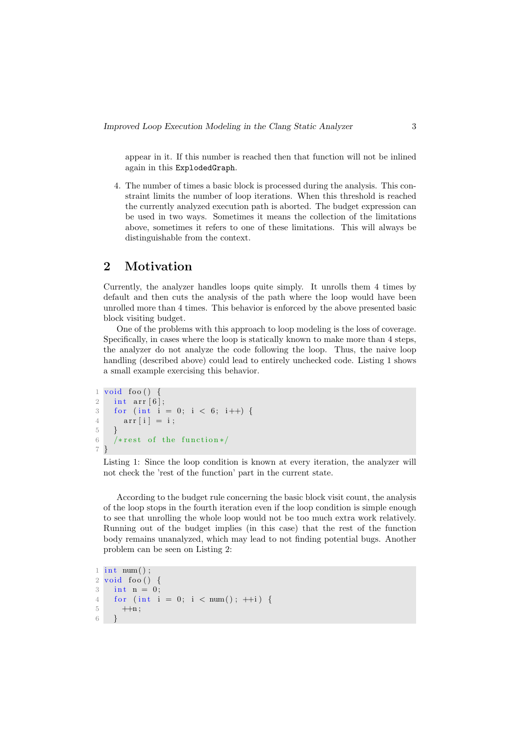appear in it. If this number is reached then that function will not be inlined again in this `ExplodedGraph`.

4. The number of times a basic block is processed during the analysis. This constraint limits the number of loop iterations. When this threshold is reached the currently analyzed execution path is aborted. The budget expression can be used in two ways. Sometimes it means the collection of the limitations above, sometimes it refers to one of these limitations. This will always be distinguishable from the context.

## 2 Motivation

Currently, the analyzer handles loops quite simply. It unrolls them 4 times by default and then cuts the analysis of the path where the loop would have been unrolled more than 4 times. This behavior is enforced by the above presented basic block visiting budget.

One of the problems with this approach to loop modeling is the loss of coverage. Specifically, in cases where the loop is statically known to make more than 4 steps, the analyzer do not analyze the code following the loop. Thus, the naive loop handling (described above) could lead to entirely unchecked code. Listing 1 shows a small example exercising this behavior.

```
void foo() {
  int arr[6];
  for (int i = 0; i < 6; i++) {
    arr[i] = i;
  }
  /*rest of the function*/
}
```

Listing 1: Since the loop condition is known at every iteration, the analyzer will not check the 'rest of the function' part in the current state.

According to the budget rule concerning the basic block visit count, the analysis of the loop stops in the fourth iteration even if the loop condition is simple enough to see that unrolling the whole loop would not be too much extra work relatively. Running out of the budget implies (in this case) that the rest of the function body remains unanalyzed, which may lead to not finding potential bugs. Another problem can be seen on Listing 2:

```
int num();
void foo() {
  int n = 0;
  for (int i = 0; i < num(); ++i) {
    ++n;
  }
```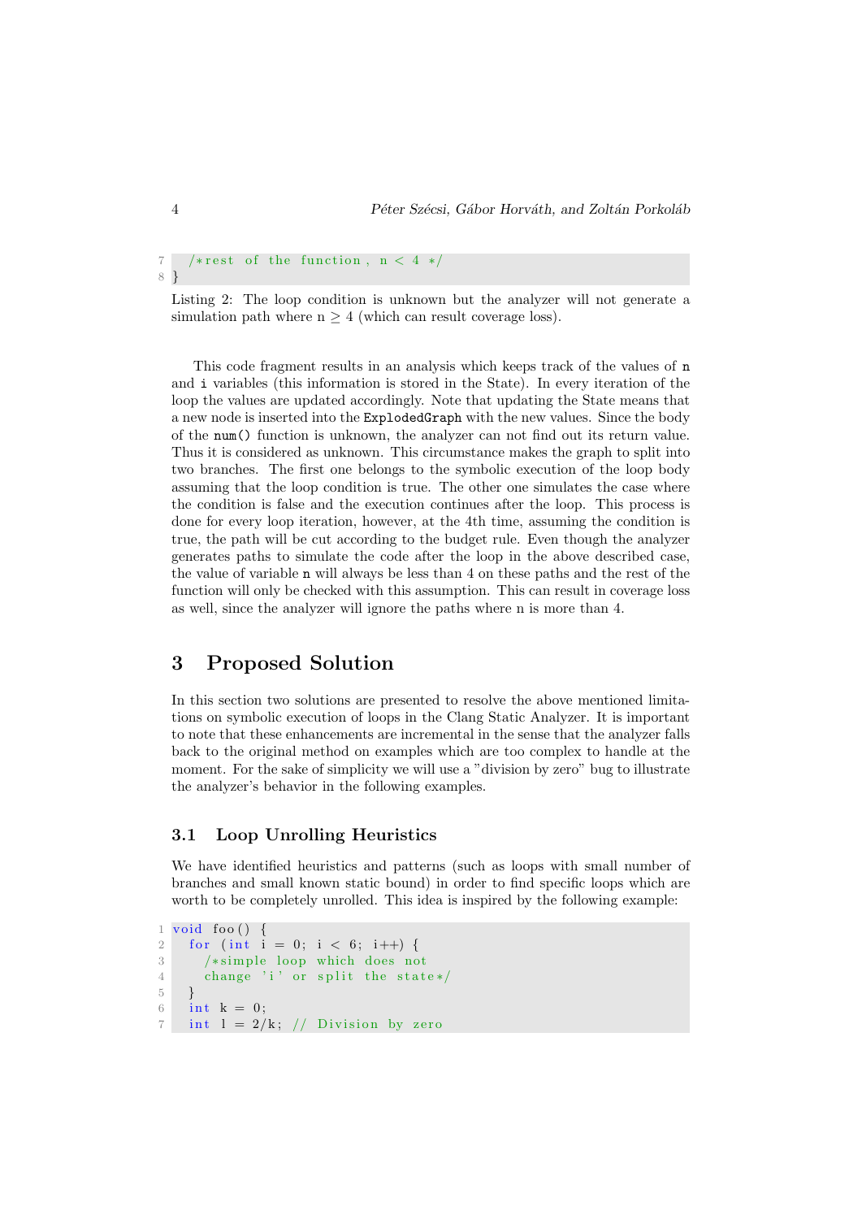```
7   /*rest of the function, n < 4 */
8 }
```

Listing 2: The loop condition is unknown but the analyzer will not generate a simulation path where n ≥ 4 (which can result coverage loss).

This code fragment results in an analysis which keeps track of the values of `n` and `i` variables (this information is stored in the State). In every iteration of the loop the values are updated accordingly. Note that updating the State means that a new node is inserted into the `ExplodedGraph` with the new values. Since the body of the `num()` function is unknown, the analyzer can not find out its return value. Thus it is considered as unknown. This circumstance makes the graph to split into two branches. The first one belongs to the symbolic execution of the loop body assuming that the loop condition is true. The other one simulates the case where the condition is false and the execution continues after the loop. This process is done for every loop iteration, however, at the 4th time, assuming the condition is true, the path will be cut according to the budget rule. Even though the analyzer generates paths to simulate the code after the loop in the above described case, the value of variable `n` will always be less than 4 on these paths and the rest of the function will only be checked with this assumption. This can result in coverage loss as well, since the analyzer will ignore the paths where n is more than 4.

## 3 Proposed Solution

In this section two solutions are presented to resolve the above mentioned limitations on symbolic execution of loops in the Clang Static Analyzer. It is important to note that these enhancements are incremental in the sense that the analyzer falls back to the original method on examples which are too complex to handle at the moment. For the sake of simplicity we will use a "division by zero" bug to illustrate the analyzer's behavior in the following examples.

### 3.1 Loop Unrolling Heuristics

We have identified heuristics and patterns (such as loops with small number of branches and small known static bound) in order to find specific loops which are worth to be completely unrolled. This idea is inspired by the following example:

```
1 void foo() {
2   for (int i = 0; i < 6; i++) {
3     /*simple loop which does not
4     change 'i' or split the state*/
5   }
6   int k = 0;
7   int l = 2/k; // Division by zero
```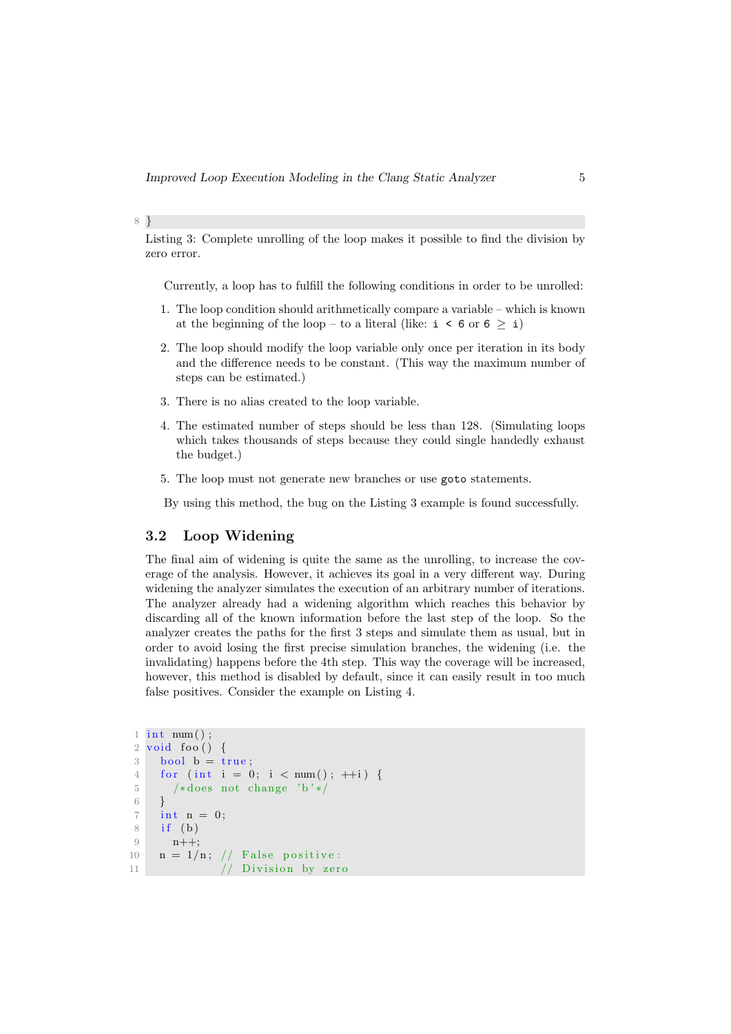```
}
```

Listing 3: Complete unrolling of the loop makes it possible to find the division by zero error.

Currently, a loop has to fulfill the following conditions in order to be unrolled:

1. The loop condition should arithmetically compare a variable – which is known at the beginning of the loop – to a literal (like: `i < 6` or `6` $\geq$ `i`)
2. The loop should modify the loop variable only once per iteration in its body and the difference needs to be constant. (This way the maximum number of steps can be estimated.)
3. There is no alias created to the loop variable.
4. The estimated number of steps should be less than 128. (Simulating loops which takes thousands of steps because they could single handedly exhaust the budget.)
5. The loop must not generate new branches or use `goto` statements.

By using this method, the bug on the Listing 3 example is found successfully.

## 3.2 Loop Widening

The final aim of widening is quite the same as the unrolling, to increase the coverage of the analysis. However, it achieves its goal in a very different way. During widening the analyzer simulates the execution of an arbitrary number of iterations. The analyzer already had a widening algorithm which reaches this behavior by discarding all of the known information before the last step of the loop. So the analyzer creates the paths for the first 3 steps and simulate them as usual, but in order to avoid losing the first precise simulation branches, the widening (i.e. the invalidating) happens before the 4th step. This way the coverage will be increased, however, this method is disabled by default, since it can easily result in too much false positives. Consider the example on Listing 4.

```
int num();
void foo() {
  bool b = true;
  for (int i = 0; i < num(); ++i) {
    /*does not change 'b'*/
  }
  int n = 0;
  if (b)
    n++;
  n = 1/n; // False positive:
           // Division by zero
```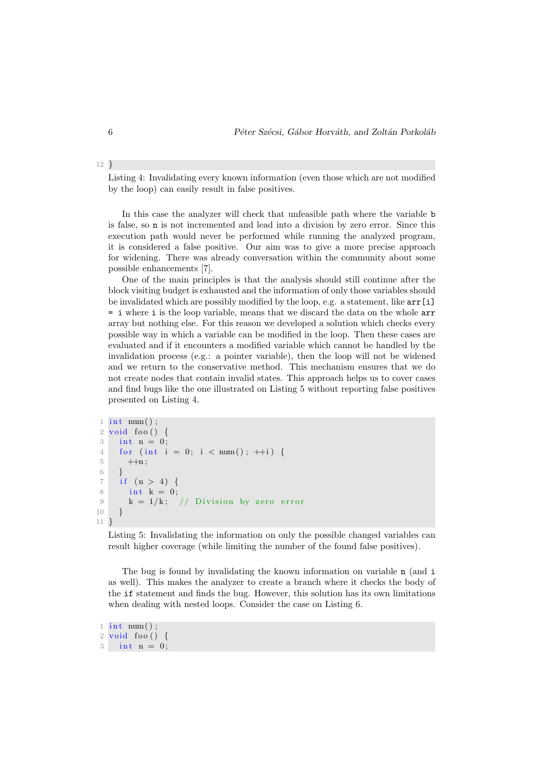```
}
```

Listing 4: Invalidating every known information (even those which are not modified by the loop) can easily result in false positives.

In this case the analyzer will check that unfeasible path where the variable `b` is false, so `n` is not incremented and lead into a division by zero error. Since this execution path would never be performed while running the analyzed program, it is considered a false positive. Our aim was to give a more precise approach for widening. There was already conversation within the community about some possible enhancements [7].

One of the main principles is that the analysis should still continue after the block visiting budget is exhausted and the information of only those variables should be invalidated which are possibly modified by the loop, e.g. a statement, like `arr[i] = i` where `i` is the loop variable, means that we discard the data on the whole `arr` array but nothing else. For this reason we developed a solution which checks every possible way in which a variable can be modified in the loop. Then these cases are evaluated and if it encounters a modified variable which cannot be handled by the invalidation process (e.g.: a pointer variable), then the loop will not be widened and we return to the conservative method. This mechanism ensures that we do not create nodes that contain invalid states. This approach helps us to cover cases and find bugs like the one illustrated on Listing 5 without reporting false positives presented on Listing 4.

```
int num();
void foo() {
  int n = 0;
  for (int i = 0; i < num(); ++i) {
    ++n;
  }
  if (n > 4) {
    int k = 0;
    k = 1/k;  // Division by zero error
  }
}
```

Listing 5: Invalidating the information on only the possible changed variables can result higher coverage (while limiting the number of the found false positives).

The bug is found by invalidating the known information on variable `n` (and `i` as well). This makes the analyzer to create a branch where it checks the body of the `if` statement and finds the bug. However, this solution has its own limitations when dealing with nested loops. Consider the case on Listing 6.

```
int num();
void foo() {
  int n = 0;
```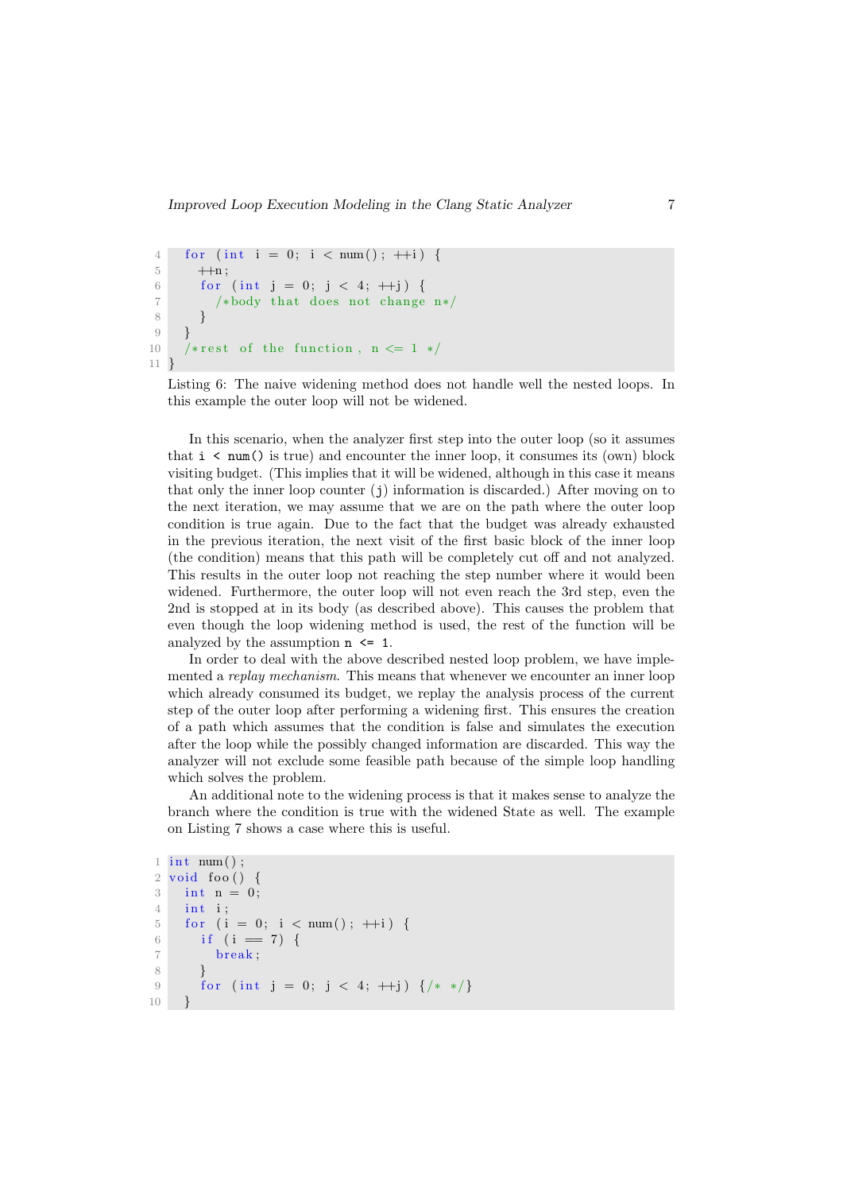```
4   for (int i = 0; i < num(); ++i) {
5     ++n;
6     for (int j = 0; j < 4; ++j) {
7       /*body that does not change n*/
8     }
9   }
10  /*rest of the function, n <= 1 */
11 }
```

Listing 6: The naive widening method does not handle well the nested loops. In this example the outer loop will not be widened.

In this scenario, when the analyzer first step into the outer loop (so it assumes that `i < num()` is true) and encounter the inner loop, it consumes its (own) block visiting budget. (This implies that it will be widened, although in this case it means that only the inner loop counter (`j`) information is discarded.) After moving on to the next iteration, we may assume that we are on the path where the outer loop condition is true again. Due to the fact that the budget was already exhausted in the previous iteration, the next visit of the first basic block of the inner loop (the condition) means that this path will be completely cut off and not analyzed. This results in the outer loop not reaching the step number where it would been widened. Furthermore, the outer loop will not even reach the 3rd step, even the 2nd is stopped at in its body (as described above). This causes the problem that even though the loop widening method is used, the rest of the function will be analyzed by the assumption `n <= 1`.

In order to deal with the above described nested loop problem, we have implemented a *replay mechanism*. This means that whenever we encounter an inner loop which already consumed its budget, we replay the analysis process of the current step of the outer loop after performing a widening first. This ensures the creation of a path which assumes that the condition is false and simulates the execution after the loop while the possibly changed information are discarded. This way the analyzer will not exclude some feasible path because of the simple loop handling which solves the problem.

An additional note to the widening process is that it makes sense to analyze the branch where the condition is true with the widened State as well. The example on Listing 7 shows a case where this is useful.

```
1  int num();
2  void foo() {
3    int n = 0;
4    int i;
5    for (i = 0; i < num(); ++i) {
6      if (i == 7) {
7        break;
8      }
9      for (int j = 0; j < 4; ++j) {/* */}
10   }
```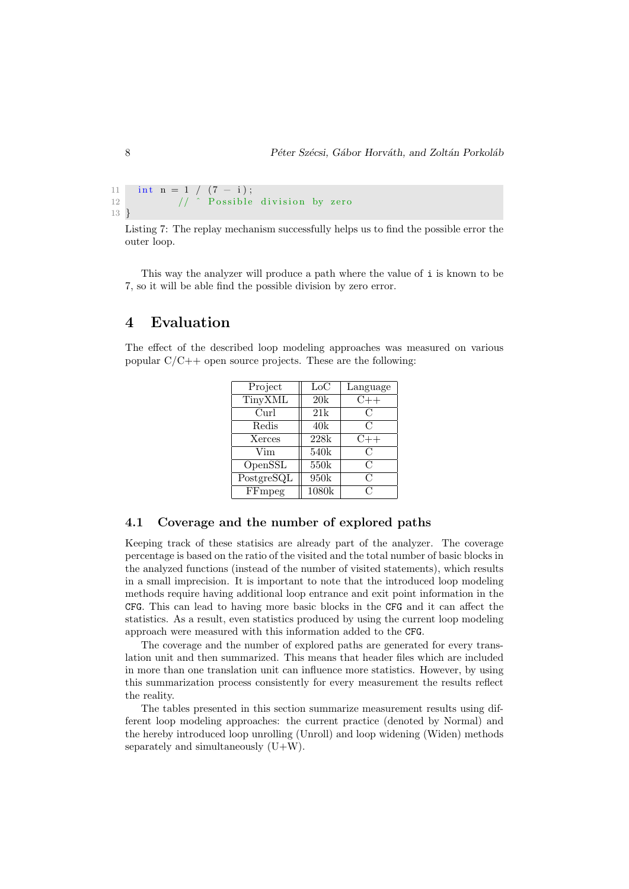```
11   int n = 1 / (7 - i);
12           // ^ Possible division by zero
13 }
```

Listing 7: The replay mechanism successfully helps us to find the possible error the outer loop.

This way the analyzer will produce a path where the value of `i` is known to be 7, so it will be able find the possible division by zero error.

## 4 Evaluation

The effect of the described loop modeling approaches was measured on various popular C/C++ open source projects. These are the following:

| Project | LoC | Language |
|---|---|---|
| TinyXML | 20k | C++ |
| Curl | 21k | C |
| Redis | 40k | C |
| Xerces | 228k | C++ |
| Vim | 540k | C |
| OpenSSL | 550k | C |
| PostgreSQL | 950k | C |
| FFmpeg | 1080k | C |

### 4.1 Coverage and the number of explored paths

Keeping track of these statisics are already part of the analyzer. The coverage percentage is based on the ratio of the visited and the total number of basic blocks in the analyzed functions (instead of the number of visited statements), which results in a small imprecision. It is important to note that the introduced loop modeling methods require having additional loop entrance and exit point information in the `CFG`. This can lead to having more basic blocks in the `CFG` and it can affect the statistics. As a result, even statistics produced by using the current loop modeling approach were measured with this information added to the `CFG`.

The coverage and the number of explored paths are generated for every translation unit and then summarized. This means that header files which are included in more than one translation unit can influence more statistics. However, by using this summarization process consistently for every measurement the results reflect the reality.

The tables presented in this section summarize measurement results using different loop modeling approaches: the current practice (denoted by Normal) and the hereby introduced loop unrolling (Unroll) and loop widening (Widen) methods separately and simultaneously (U+W).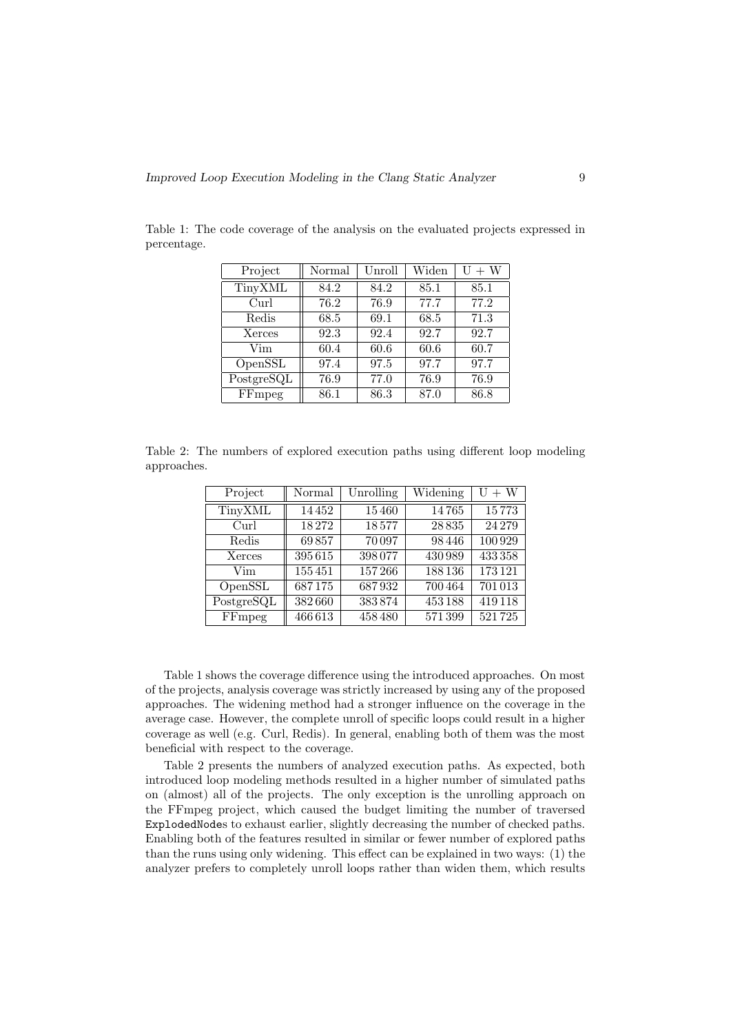Table 1: The code coverage of the analysis on the evaluated projects expressed in percentage.

| Project | Normal | Unroll | Widen | U + W |
|---|---|---|---|---|
| TinyXML | 84.2 | 84.2 | 85.1 | 85.1 |
| Curl | 76.2 | 76.9 | 77.7 | 77.2 |
| Redis | 68.5 | 69.1 | 68.5 | 71.3 |
| Xerces | 92.3 | 92.4 | 92.7 | 92.7 |
| Vim | 60.4 | 60.6 | 60.6 | 60.7 |
| OpenSSL | 97.4 | 97.5 | 97.7 | 97.7 |
| PostgreSQL | 76.9 | 77.0 | 76.9 | 76.9 |
| FFmpeg | 86.1 | 86.3 | 87.0 | 86.8 |

Table 2: The numbers of explored execution paths using different loop modeling approaches.

| Project | Normal | Unrolling | Widening | U + W |
|---|---|---|---|---|
| TinyXML | 14 452 | 15 460 | 14 765 | 15 773 |
| Curl | 18 272 | 18 577 | 28 835 | 24 279 |
| Redis | 69 857 | 70 097 | 98 446 | 100 929 |
| Xerces | 395 615 | 398 077 | 430 989 | 433 358 |
| Vim | 155 451 | 157 266 | 188 136 | 173 121 |
| OpenSSL | 687 175 | 687 932 | 700 464 | 701 013 |
| PostgreSQL | 382 660 | 383 874 | 453 188 | 419 118 |
| FFmpeg | 466 613 | 458 480 | 571 399 | 521 725 |

Table 1 shows the coverage difference using the introduced approaches. On most of the projects, analysis coverage was strictly increased by using any of the proposed approaches. The widening method had a stronger influence on the coverage in the average case. However, the complete unroll of specific loops could result in a higher coverage as well (e.g. Curl, Redis). In general, enabling both of them was the most beneficial with respect to the coverage.

Table 2 presents the numbers of analyzed execution paths. As expected, both introduced loop modeling methods resulted in a higher number of simulated paths on (almost) all of the projects. The only exception is the unrolling approach on the FFmpeg project, which caused the budget limiting the number of traversed `ExplodedNode`s to exhaust earlier, slightly decreasing the number of checked paths. Enabling both of the features resulted in similar or fewer number of explored paths than the runs using only widening. This effect can be explained in two ways: (1) the analyzer prefers to completely unroll loops rather than widen them, which results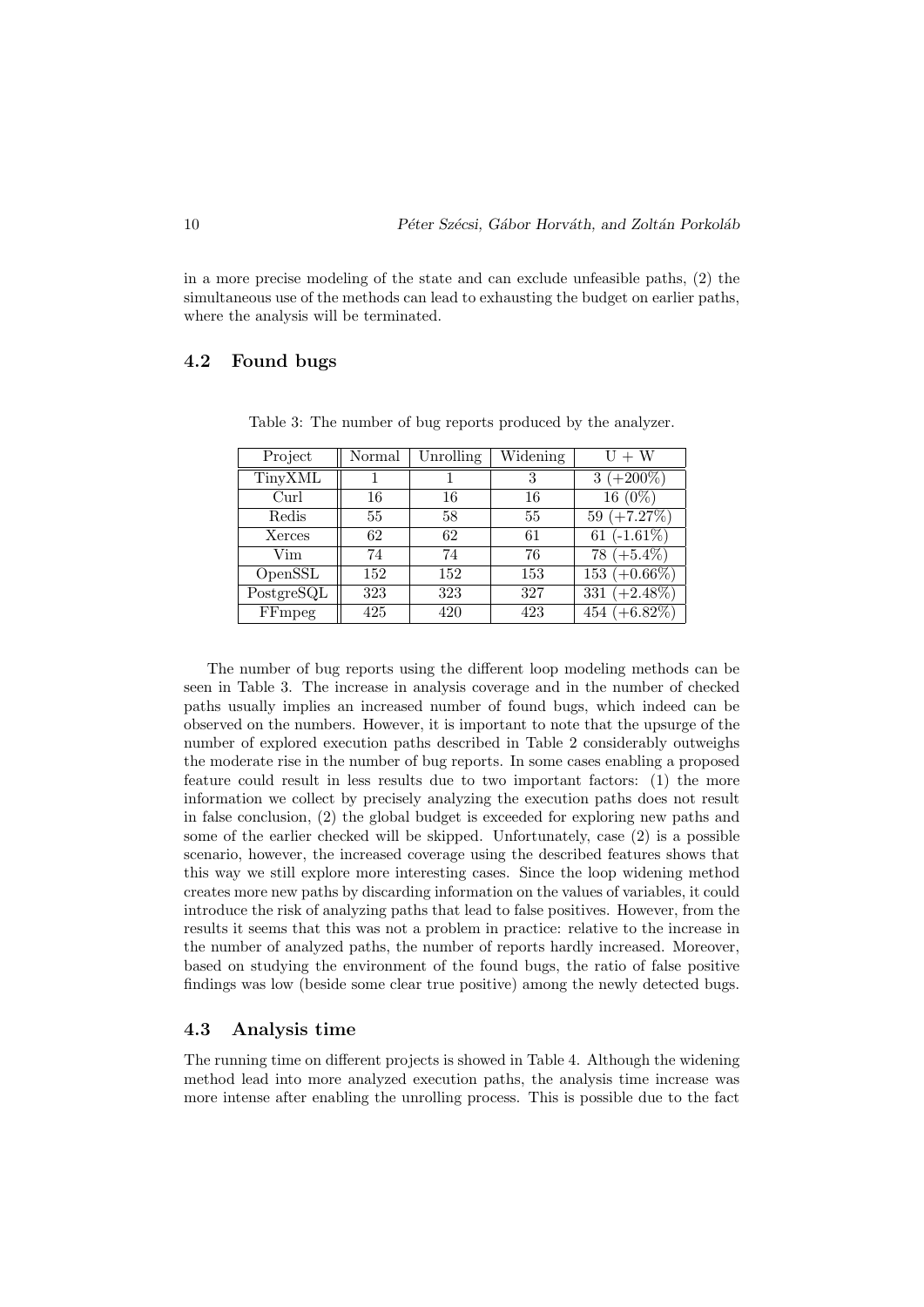in a more precise modeling of the state and can exclude unfeasible paths, (2) the simultaneous use of the methods can lead to exhausting the budget on earlier paths, where the analysis will be terminated.

## 4.2 Found bugs

Table 3: The number of bug reports produced by the analyzer.

| Project | Normal | Unrolling | Widening | U + W |
|---|---|---|---|---|
| TinyXML | 1 | 1 | 3 | 3 (+200%) |
| Curl | 16 | 16 | 16 | 16 (0%) |
| Redis | 55 | 58 | 55 | 59 (+7.27%) |
| Xerces | 62 | 62 | 61 | 61 (-1.61%) |
| Vim | 74 | 74 | 76 | 78 (+5.4%) |
| OpenSSL | 152 | 152 | 153 | 153 (+0.66%) |
| PostgreSQL | 323 | 323 | 327 | 331 (+2.48%) |
| FFmpeg | 425 | 420 | 423 | 454 (+6.82%) |

The number of bug reports using the different loop modeling methods can be seen in Table 3. The increase in analysis coverage and in the number of checked paths usually implies an increased number of found bugs, which indeed can be observed on the numbers. However, it is important to note that the upsurge of the number of explored execution paths described in Table 2 considerably outweighs the moderate rise in the number of bug reports. In some cases enabling a proposed feature could result in less results due to two important factors: (1) the more information we collect by precisely analyzing the execution paths does not result in false conclusion, (2) the global budget is exceeded for exploring new paths and some of the earlier checked will be skipped. Unfortunately, case (2) is a possible scenario, however, the increased coverage using the described features shows that this way we still explore more interesting cases. Since the loop widening method creates more new paths by discarding information on the values of variables, it could introduce the risk of analyzing paths that lead to false positives. However, from the results it seems that this was not a problem in practice: relative to the increase in the number of analyzed paths, the number of reports hardly increased. Moreover, based on studying the environment of the found bugs, the ratio of false positive findings was low (beside some clear true positive) among the newly detected bugs.

## 4.3 Analysis time

The running time on different projects is showed in Table 4. Although the widening method lead into more analyzed execution paths, the analysis time increase was more intense after enabling the unrolling process. This is possible due to the fact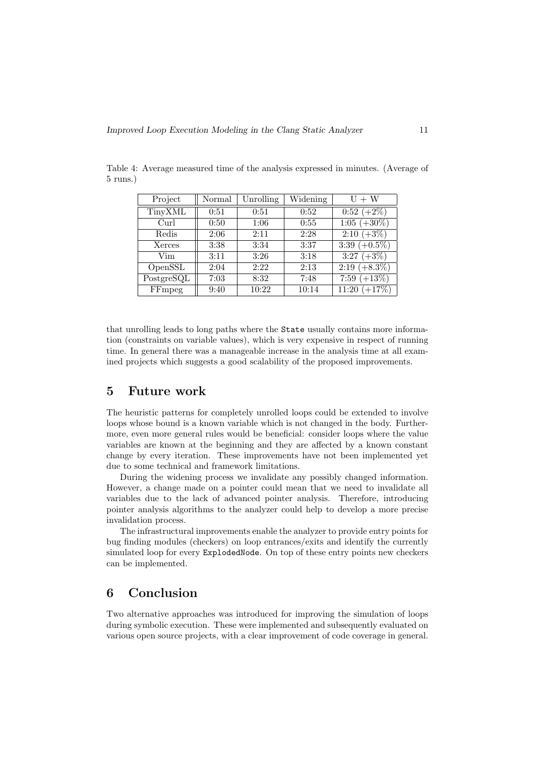Table 4: Average measured time of the analysis expressed in minutes. (Average of 5 runs.)

| Project | Normal | Unrolling | Widening | U + W |
|---|---|---|---|---|
| TinyXML | 0:51 | 0:51 | 0:52 | 0:52 (+2%) |
| Curl | 0:50 | 1:06 | 0:55 | 1:05 (+30%) |
| Redis | 2:06 | 2:11 | 2:28 | 2:10 (+3%) |
| Xerces | 3:38 | 3:34 | 3:37 | 3:39 (+0.5%) |
| Vim | 3:11 | 3:26 | 3:18 | 3:27 (+3%) |
| OpenSSL | 2:04 | 2:22 | 2:13 | 2:19 (+8.3%) |
| PostgreSQL | 7:03 | 8:32 | 7:48 | 7:59 (+13%) |
| FFmpeg | 9:40 | 10:22 | 10:14 | 11:20 (+17%) |

that unrolling leads to long paths where the `State` usually contains more information (constraints on variable values), which is very expensive in respect of running time. In general there was a manageable increase in the analysis time at all examined projects which suggests a good scalability of the proposed improvements.

## 5 Future work

The heuristic patterns for completely unrolled loops could be extended to involve loops whose bound is a known variable which is not changed in the body. Furthermore, even more general rules would be beneficial: consider loops where the value variables are known at the beginning and they are affected by a known constant change by every iteration. These improvements have not been implemented yet due to some technical and framework limitations.

During the widening process we invalidate any possibly changed information. However, a change made on a pointer could mean that we need to invalidate all variables due to the lack of advanced pointer analysis. Therefore, introducing pointer analysis algorithms to the analyzer could help to develop a more precise invalidation process.

The infrastructural improvements enable the analyzer to provide entry points for bug finding modules (checkers) on loop entrances/exits and identify the currently simulated loop for every `ExplodedNode`. On top of these entry points new checkers can be implemented.

## 6 Conclusion

Two alternative approaches was introduced for improving the simulation of loops during symbolic execution. These were implemented and subsequently evaluated on various open source projects, with a clear improvement of code coverage in general.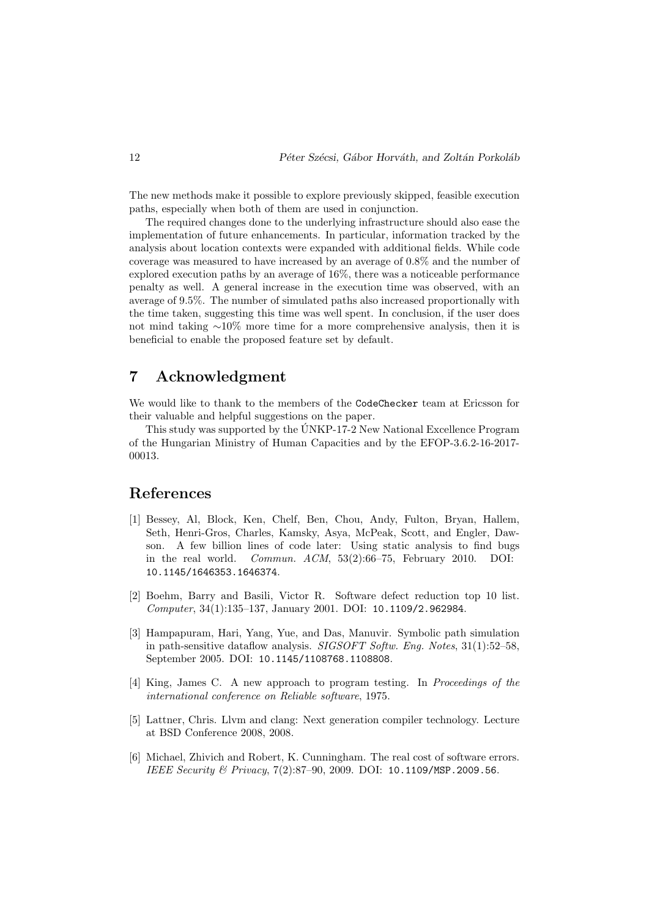The new methods make it possible to explore previously skipped, feasible execution paths, especially when both of them are used in conjunction.

The required changes done to the underlying infrastructure should also ease the implementation of future enhancements. In particular, information tracked by the analysis about location contexts were expanded with additional fields. While code coverage was measured to have increased by an average of 0.8% and the number of explored execution paths by an average of 16%, there was a noticeable performance penalty as well. A general increase in the execution time was observed, with an average of 9.5%. The number of simulated paths also increased proportionally with the time taken, suggesting this time was well spent. In conclusion, if the user does not mind taking ∼10% more time for a more comprehensive analysis, then it is beneficial to enable the proposed feature set by default.

## 7 Acknowledgment

We would like to thank to the members of the `CodeChecker` team at Ericsson for their valuable and helpful suggestions on the paper.

This study was supported by the ÚNKP-17-2 New National Excellence Program of the Hungarian Ministry of Human Capacities and by the EFOP-3.6.2-16-2017-00013.

## References

[1] Bessey, Al, Block, Ken, Chelf, Ben, Chou, Andy, Fulton, Bryan, Hallem, Seth, Henri-Gros, Charles, Kamsky, Asya, McPeak, Scott, and Engler, Dawson. A few billion lines of code later: Using static analysis to find bugs in the real world. *Commun. ACM*, 53(2):66–75, February 2010. DOI: `10.1145/1646353.1646374`.

[2] Boehm, Barry and Basili, Victor R. Software defect reduction top 10 list. *Computer*, 34(1):135–137, January 2001. DOI: `10.1109/2.962984`.

[3] Hampapuram, Hari, Yang, Yue, and Das, Manuvir. Symbolic path simulation in path-sensitive dataflow analysis. *SIGSOFT Softw. Eng. Notes*, 31(1):52–58, September 2005. DOI: `10.1145/1108768.1108808`.

[4] King, James C. A new approach to program testing. In *Proceedings of the international conference on Reliable software*, 1975.

[5] Lattner, Chris. Llvm and clang: Next generation compiler technology. Lecture at BSD Conference 2008, 2008.

[6] Michael, Zhivich and Robert, K. Cunningham. The real cost of software errors. *IEEE Security & Privacy*, 7(2):87–90, 2009. DOI: `10.1109/MSP.2009.56`.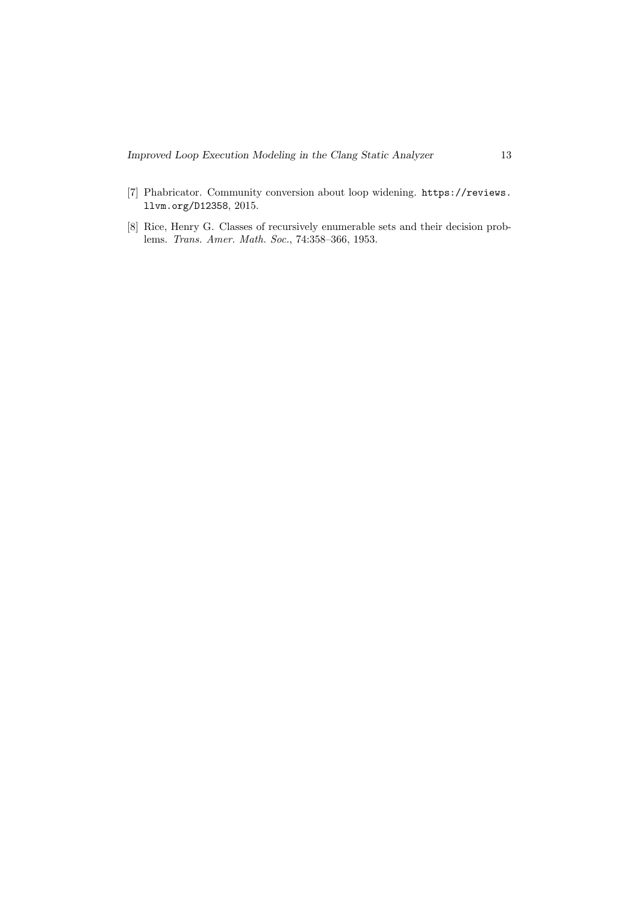[7] Phabricator. Community conversion about loop widening. `https://reviews.llvm.org/D12358`, 2015.

[8] Rice, Henry G. Classes of recursively enumerable sets and their decision problems. *Trans. Amer. Math. Soc.*, 74:358–366, 1953.